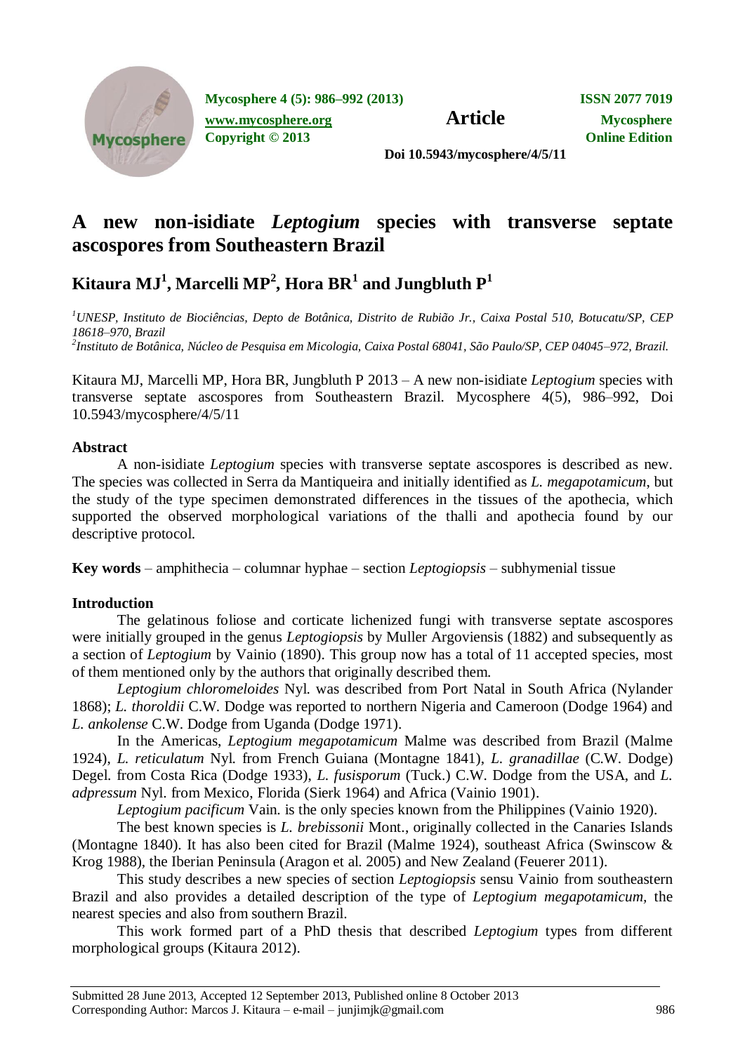# A new non-isidiate *Leptogium* species with transverse septate ascospores from Southeastern Brazil

## Kitaura MJ[1], Marcelli MP[2], Hora BR[1] and Jungbluth P[1]

[1]*UNESP, Instituto de Biociências, Depto de Botânica, Distrito de Rubião Jr., Caixa Postal 510, Botucatu/SP, CEP 18618–970, Brazil*
[2]*Instituto de Botânica, Núcleo de Pesquisa em Micologia, Caixa Postal 68041, São Paulo/SP, CEP 04045–972, Brazil.*

Kitaura MJ, Marcelli MP, Hora BR, Jungbluth P 2013 – A new non-isidiate *Leptogium* species with transverse septate ascospores from Southeastern Brazil. Mycosphere 4(5), 986–992, Doi 10.5943/mycosphere/4/5/11

### Abstract

A non-isidiate *Leptogium* species with transverse septate ascospores is described as new. The species was collected in Serra da Mantiqueira and initially identified as *L. megapotamicum*, but the study of the type specimen demonstrated differences in the tissues of the apothecia, which supported the observed morphological variations of the thalli and apothecia found by our descriptive protocol.

**Key words** – amphithecia – columnar hyphae – section *Leptogiopsis* – subhymenial tissue

### Introduction

The gelatinous foliose and corticate lichenized fungi with transverse septate ascospores were initially grouped in the genus *Leptogiopsis* by Muller Argoviensis (1882) and subsequently as a section of *Leptogium* by Vainio (1890). This group now has a total of 11 accepted species, most of them mentioned only by the authors that originally described them.

*Leptogium chloromeloides* Nyl. was described from Port Natal in South Africa (Nylander 1868); *L. thoroldii* C.W. Dodge was reported to northern Nigeria and Cameroon (Dodge 1964) and *L. ankolense* C.W. Dodge from Uganda (Dodge 1971).

In the Americas, *Leptogium megapotamicum* Malme was described from Brazil (Malme 1924), *L. reticulatum* Nyl. from French Guiana (Montagne 1841), *L. granadillae* (C.W. Dodge) Degel. from Costa Rica (Dodge 1933), *L. fusisporum* (Tuck.) C.W. Dodge from the USA, and *L. adpressum* Nyl. from Mexico, Florida (Sierk 1964) and Africa (Vainio 1901).

*Leptogium pacificum* Vain. is the only species known from the Philippines (Vainio 1920).

The best known species is *L. brebissonii* Mont., originally collected in the Canaries Islands (Montagne 1840). It has also been cited for Brazil (Malme 1924), southeast Africa (Swinscow & Krog 1988), the Iberian Peninsula (Aragon et al. 2005) and New Zealand (Feuerer 2011).

This study describes a new species of section *Leptogiopsis* sensu Vainio from southeastern Brazil and also provides a detailed description of the type of *Leptogium megapotamicum*, the nearest species and also from southern Brazil.

This work formed part of a PhD thesis that described *Leptogium* types from different morphological groups (Kitaura 2012).

Submitted 28 June 2013, Accepted 12 September 2013, Published online 8 October 2013
Corresponding Author: Marcos J. Kitaura – e-mail – junjimjk@gmail.com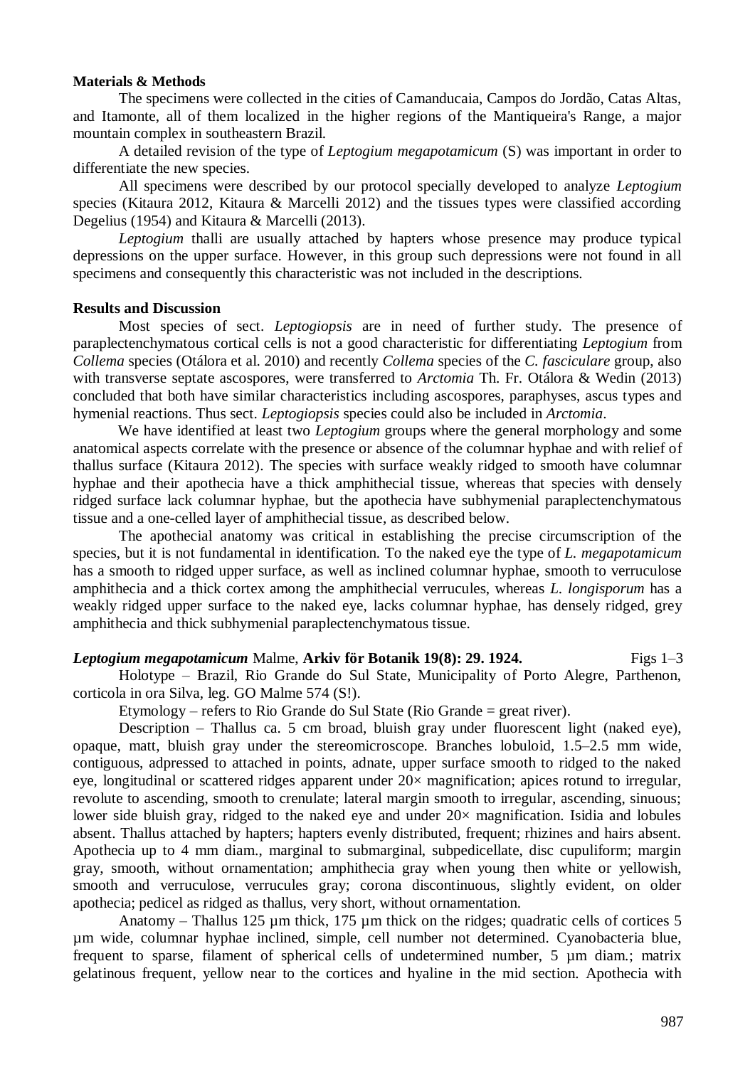**Materials & Methods**

The specimens were collected in the cities of Camanducaia, Campos do Jordão, Catas Altas, and Itamonte, all of them localized in the higher regions of the Mantiqueira's Range, a major mountain complex in southeastern Brazil.

A detailed revision of the type of *Leptogium megapotamicum* (S) was important in order to differentiate the new species.

All specimens were described by our protocol specially developed to analyze *Leptogium* species (Kitaura 2012, Kitaura & Marcelli 2012) and the tissues types were classified according Degelius (1954) and Kitaura & Marcelli (2013).

*Leptogium* thalli are usually attached by hapters whose presence may produce typical depressions on the upper surface. However, in this group such depressions were not found in all specimens and consequently this characteristic was not included in the descriptions.

**Results and Discussion**

Most species of sect. *Leptogiopsis* are in need of further study. The presence of paraplectenchymatous cortical cells is not a good characteristic for differentiating *Leptogium* from *Collema* species (Otálora et al. 2010) and recently *Collema* species of the *C. fasciculare* group, also with transverse septate ascospores, were transferred to *Arctomia* Th. Fr. Otálora & Wedin (2013) concluded that both have similar characteristics including ascospores, paraphyses, ascus types and hymenial reactions. Thus sect. *Leptogiopsis* species could also be included in *Arctomia*.

We have identified at least two *Leptogium* groups where the general morphology and some anatomical aspects correlate with the presence or absence of the columnar hyphae and with relief of thallus surface (Kitaura 2012). The species with surface weakly ridged to smooth have columnar hyphae and their apothecia have a thick amphithecial tissue, whereas that species with densely ridged surface lack columnar hyphae, but the apothecia have subhymenial paraplectenchymatous tissue and a one-celled layer of amphithecial tissue, as described below.

The apothecial anatomy was critical in establishing the precise circumscription of the species, but it is not fundamental in identification. To the naked eye the type of *L. megapotamicum* has a smooth to ridged upper surface, as well as inclined columnar hyphae, smooth to verruculose amphithecia and a thick cortex among the amphithecial verrucules, whereas *L. longisporum* has a weakly ridged upper surface to the naked eye, lacks columnar hyphae, has densely ridged, grey amphithecia and thick subhymenial paraplectenchymatous tissue.

***Leptogium megapotamicum*** **Malme, Arkiv för Botanik 19(8): 29. 1924.** Figs 1–3

Holotype – Brazil, Rio Grande do Sul State, Municipality of Porto Alegre, Parthenon, corticola in ora Silva, leg. GO Malme 574 (S!).

Etymology – refers to Rio Grande do Sul State (Rio Grande = great river).

Description – Thallus ca. 5 cm broad, bluish gray under fluorescent light (naked eye), opaque, matt, bluish gray under the stereomicroscope. Branches lobuloid, 1.5–2.5 mm wide, contiguous, adpressed to attached in points, adnate, upper surface smooth to ridged to the naked eye, longitudinal or scattered ridges apparent under 20× magnification; apices rotund to irregular, revolute to ascending, smooth to crenulate; lateral margin smooth to irregular, ascending, sinuous; lower side bluish gray, ridged to the naked eye and under 20× magnification. Isidia and lobules absent. Thallus attached by hapters; hapters evenly distributed, frequent; rhizines and hairs absent. Apothecia up to 4 mm diam., marginal to submarginal, subpedicellate, disc cupuliform; margin gray, smooth, without ornamentation; amphithecia gray when young then white or yellowish, smooth and verruculose, verrucules gray; corona discontinuous, slightly evident, on older apothecia; pedicel as ridged as thallus, very short, without ornamentation.

Anatomy – Thallus 125 µm thick, 175 µm thick on the ridges; quadratic cells of cortices 5 µm wide, columnar hyphae inclined, simple, cell number not determined. Cyanobacteria blue, frequent to sparse, filament of spherical cells of undetermined number, 5 µm diam.; matrix gelatinous frequent, yellow near to the cortices and hyaline in the mid section. Apothecia with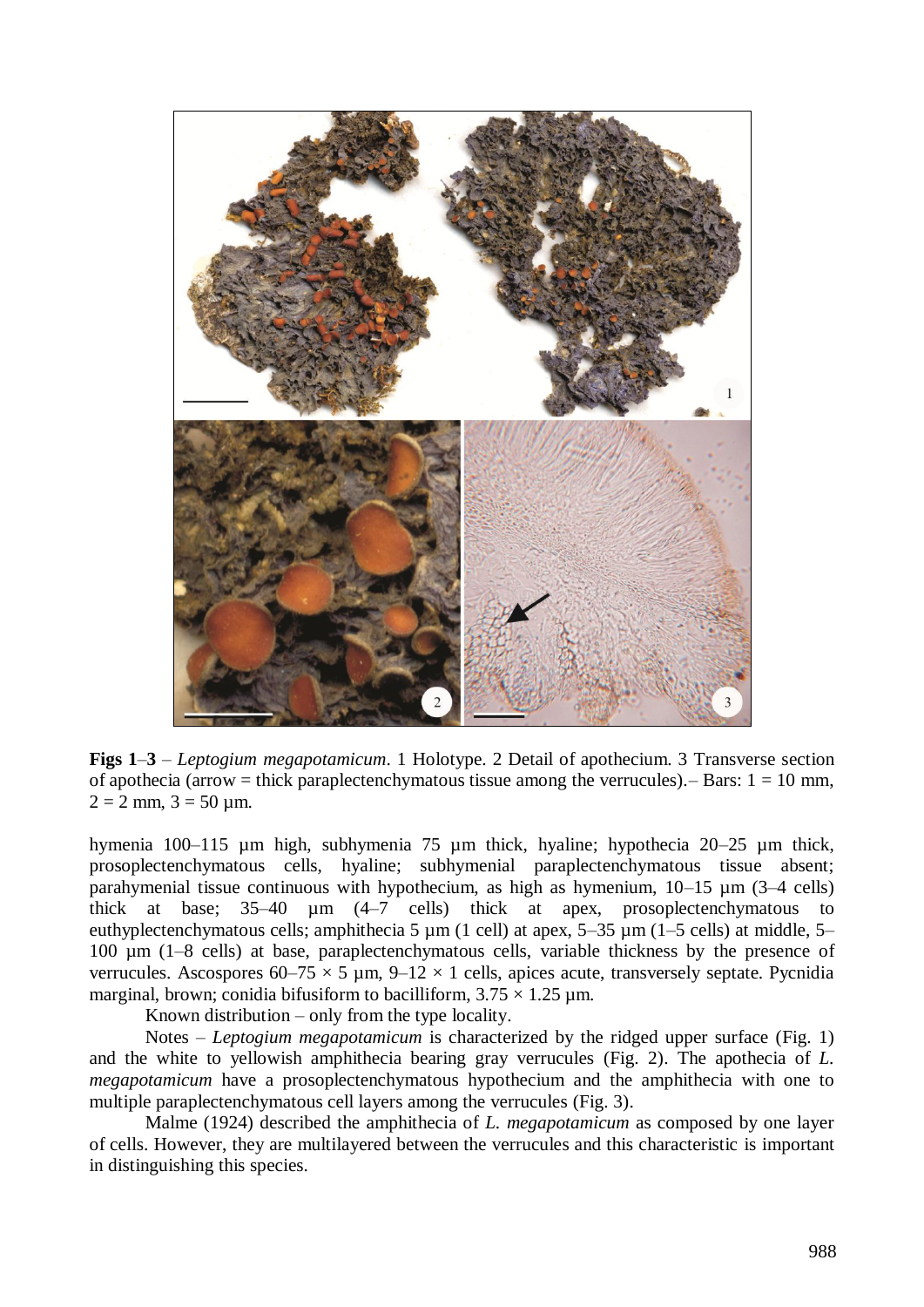**Figs 1**–**3** – *Leptogium megapotamicum*. 1 Holotype. 2 Detail of apothecium. 3 Transverse section of apothecia (arrow = thick paraplectenchymatous tissue among the verrucules).– Bars: 1 = 10 mm, 2 = 2 mm, 3 = 50 µm.

hymenia 100–115 µm high, subhymenia 75 µm thick, hyaline; hypothecia 20–25 µm thick, prosoplectenchymatous cells, hyaline; subhymenial paraplectenchymatous tissue absent; parahymenial tissue continuous with hypothecium, as high as hymenium, 10–15 µm (3–4 cells) thick at base; 35–40 µm (4–7 cells) thick at apex, prosoplectenchymatous to euthyplectenchymatous cells; amphithecia 5 µm (1 cell) at apex, 5–35 µm (1–5 cells) at middle, 5–100 µm (1–8 cells) at base, paraplectenchymatous cells, variable thickness by the presence of verrucules. Ascospores 60–75 × 5 µm, 9–12 × 1 cells, apices acute, transversely septate. Pycnidia marginal, brown; conidia bifusiform to bacilliform, 3.75 × 1.25 µm.

Known distribution – only from the type locality.

Notes – *Leptogium megapotamicum* is characterized by the ridged upper surface (Fig. 1) and the white to yellowish amphithecia bearing gray verrucules (Fig. 2). The apothecia of *L. megapotamicum* have a prosoplectenchymatous hypothecium and the amphithecia with one to multiple paraplectenchymatous cell layers among the verrucules (Fig. 3).

Malme (1924) described the amphithecia of *L. megapotamicum* as composed by one layer of cells. However, they are multilayered between the verrucules and this characteristic is important in distinguishing this species.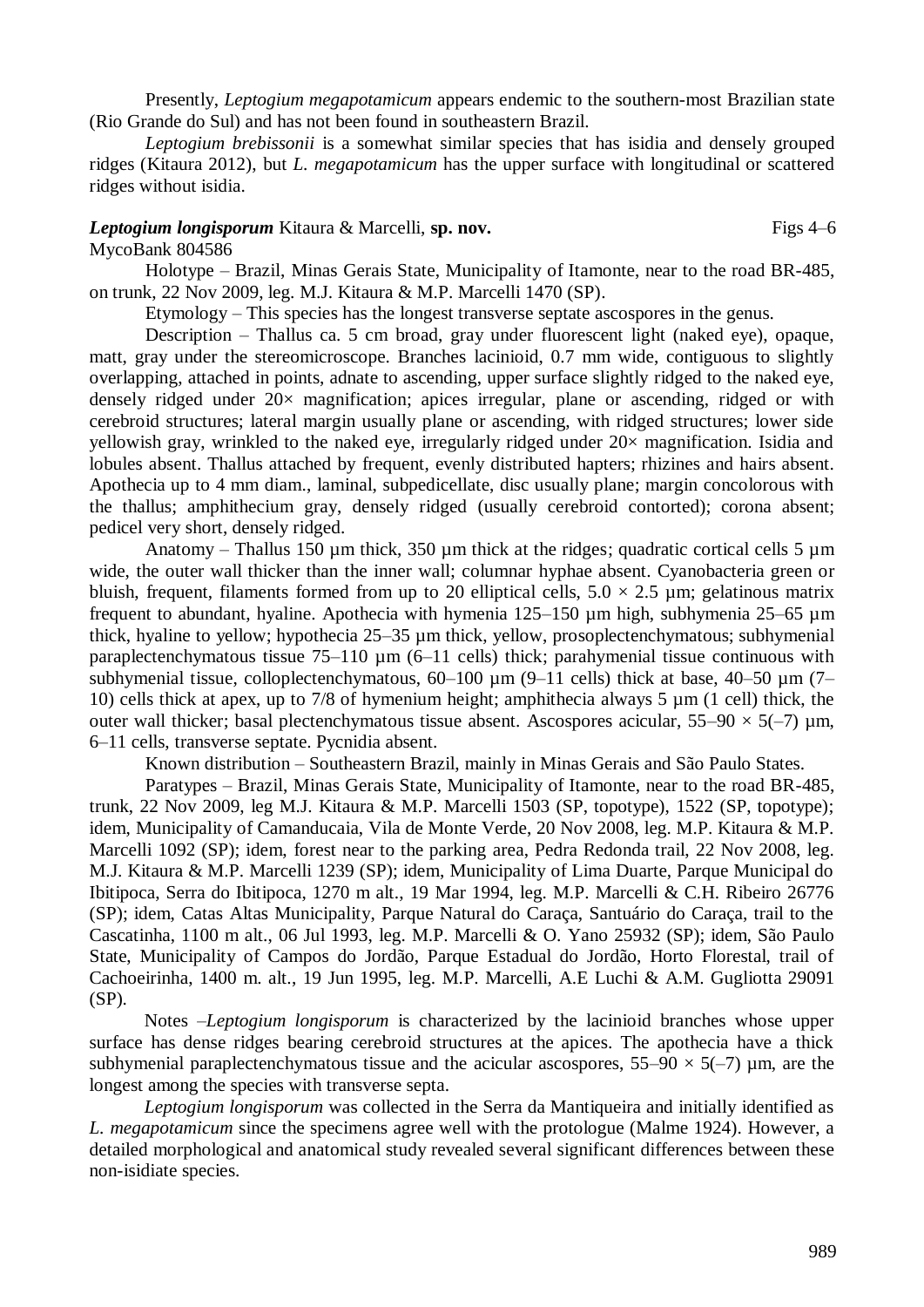Presently, *Leptogium megapotamicum* appears endemic to the southern-most Brazilian state (Rio Grande do Sul) and has not been found in southeastern Brazil.

*Leptogium brebissonii* is a somewhat similar species that has isidia and densely grouped ridges (Kitaura 2012), but *L. megapotamicum* has the upper surface with longitudinal or scattered ridges without isidia.

***Leptogium longisporum*** **Kitaura & Marcelli, sp. nov.** Figs 4–6

MycoBank 804586

Holotype – Brazil, Minas Gerais State, Municipality of Itamonte, near to the road BR-485, on trunk, 22 Nov 2009, leg. M.J. Kitaura & M.P. Marcelli 1470 (SP).

Etymology – This species has the longest transverse septate ascospores in the genus.

Description – Thallus ca. 5 cm broad, gray under fluorescent light (naked eye), opaque, matt, gray under the stereomicroscope. Branches lacinioid, 0.7 mm wide, contiguous to slightly overlapping, attached in points, adnate to ascending, upper surface slightly ridged to the naked eye, densely ridged under 20× magnification; apices irregular, plane or ascending, ridged or with cerebroid structures; lateral margin usually plane or ascending, with ridged structures; lower side yellowish gray, wrinkled to the naked eye, irregularly ridged under 20× magnification. Isidia and lobules absent. Thallus attached by frequent, evenly distributed hapters; rhizines and hairs absent. Apothecia up to 4 mm diam., laminal, subpedicellate, disc usually plane; margin concolorous with the thallus; amphithecium gray, densely ridged (usually cerebroid contorted); corona absent; pedicel very short, densely ridged.

Anatomy – Thallus 150 µm thick, 350 µm thick at the ridges; quadratic cortical cells 5 µm wide, the outer wall thicker than the inner wall; columnar hyphae absent. Cyanobacteria green or bluish, frequent, filaments formed from up to 20 elliptical cells, 5.0 × 2.5 µm; gelatinous matrix frequent to abundant, hyaline. Apothecia with hymenia 125–150 µm high, subhymenia 25–65 µm thick, hyaline to yellow; hypothecia 25–35 µm thick, yellow, prosoplectenchymatous; subhymenial paraplectenchymatous tissue 75–110 µm (6–11 cells) thick; parahymenial tissue continuous with subhymenial tissue, colloplectenchymatous, 60–100 µm (9–11 cells) thick at base, 40–50 µm (7–10) cells thick at apex, up to 7/8 of hymenium height; amphithecia always 5 µm (1 cell) thick, the outer wall thicker; basal plectenchymatous tissue absent. Ascospores acicular, 55–90 × 5(–7) µm, 6–11 cells, transverse septate. Pycnidia absent.

Known distribution – Southeastern Brazil, mainly in Minas Gerais and São Paulo States.

Paratypes – Brazil, Minas Gerais State, Municipality of Itamonte, near to the road BR-485, trunk, 22 Nov 2009, leg M.J. Kitaura & M.P. Marcelli 1503 (SP, topotype), 1522 (SP, topotype); idem, Municipality of Camanducaia, Vila de Monte Verde, 20 Nov 2008, leg. M.P. Kitaura & M.P. Marcelli 1092 (SP); idem, forest near to the parking area, Pedra Redonda trail, 22 Nov 2008, leg. M.J. Kitaura & M.P. Marcelli 1239 (SP); idem, Municipality of Lima Duarte, Parque Municipal do Ibitipoca, Serra do Ibitipoca, 1270 m alt., 19 Mar 1994, leg. M.P. Marcelli & C.H. Ribeiro 26776 (SP); idem, Catas Altas Municipality, Parque Natural do Caraça, Santuário do Caraça, trail to the Cascatinha, 1100 m alt., 06 Jul 1993, leg. M.P. Marcelli & O. Yano 25932 (SP); idem, São Paulo State, Municipality of Campos do Jordão, Parque Estadual do Jordão, Horto Florestal, trail of Cachoeirinha, 1400 m. alt., 19 Jun 1995, leg. M.P. Marcelli, A.E Luchi & A.M. Gugliotta 29091 (SP).

Notes –*Leptogium longisporum* is characterized by the lacinioid branches whose upper surface has dense ridges bearing cerebroid structures at the apices. The apothecia have a thick subhymenial paraplectenchymatous tissue and the acicular ascospores, 55–90 × 5(–7) µm, are the longest among the species with transverse septa.

*Leptogium longisporum* was collected in the Serra da Mantiqueira and initially identified as *L. megapotamicum* since the specimens agree well with the protologue (Malme 1924). However, a detailed morphological and anatomical study revealed several significant differences between these non-isidiate species.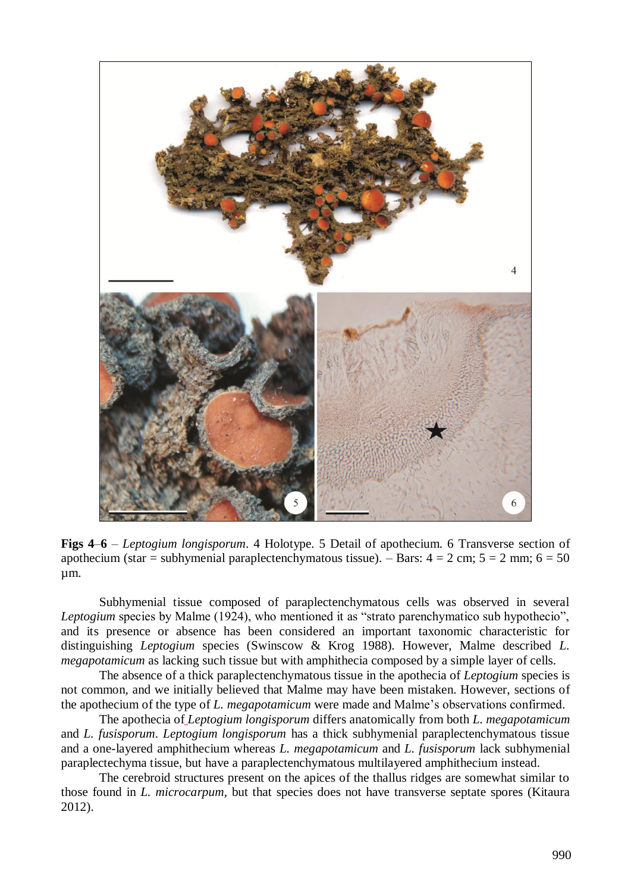**Figs 4–6** – *Leptogium longisporum*. 4 Holotype. 5 Detail of apothecium. 6 Transverse section of apothecium (star = subhymenial paraplectenchymatous tissue). – Bars: 4 = 2 cm; 5 = 2 mm; 6 = 50 µm.

Subhymenial tissue composed of paraplectenchymatous cells was observed in several *Leptogium* species by Malme (1924), who mentioned it as "strato parenchymatico sub hypothecio", and its presence or absence has been considered an important taxonomic characteristic for distinguishing *Leptogium* species (Swinscow & Krog 1988). However, Malme described *L. megapotamicum* as lacking such tissue but with amphithecia composed by a simple layer of cells.

The absence of a thick paraplectenchymatous tissue in the apothecia of *Leptogium* species is not common, and we initially believed that Malme may have been mistaken. However, sections of the apothecium of the type of *L. megapotamicum* were made and Malme's observations confirmed.

The apothecia of *Leptogium longisporum* differs anatomically from both *L. megapotamicum* and *L. fusisporum*. *Leptogium longisporum* has a thick subhymenial paraplectenchymatous tissue and a one-layered amphithecium whereas *L. megapotamicum* and *L. fusisporum* lack subhymenial paraplectechyma tissue, but have a paraplectenchymatous multilayered amphithecium instead.

The cerebroid structures present on the apices of the thallus ridges are somewhat similar to those found in *L. microcarpum*, but that species does not have transverse septate spores (Kitaura 2012).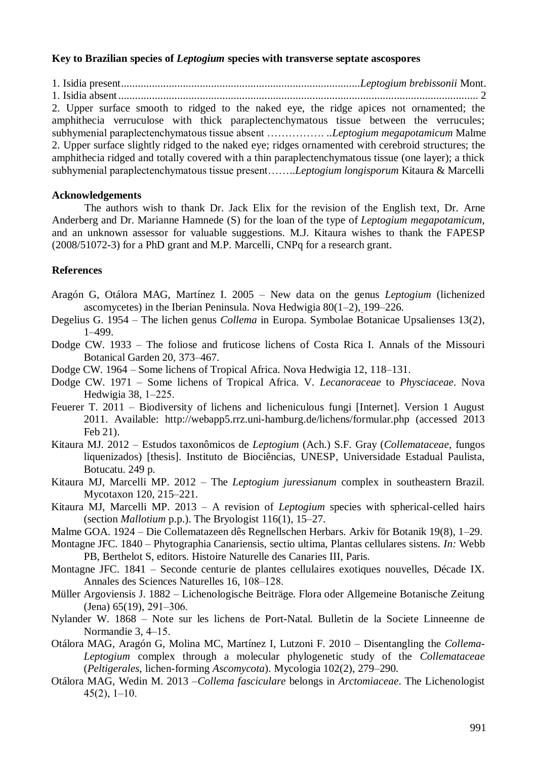**Key to Brazilian species of *Leptogium* species with transverse septate ascospores**

1. Isidia present.....................................................................................*Leptogium brebissonii* Mont.
1. Isidia absent................................................................................................................................. 2
2. Upper surface smooth to ridged to the naked eye, the ridge apices not ornamented; the amphithecia verruculose with thick paraplectenchymatous tissue between the verrucules; subhymenial paraplectenchymatous tissue absent ……………. ..*Leptogium megapotamicum* Malme
2. Upper surface slightly ridged to the naked eye; ridges ornamented with cerebroid structures; the amphithecia ridged and totally covered with a thin paraplectenchymatous tissue (one layer); a thick subhymenial paraplectenchymatous tissue present……..*Leptogium longisporum* Kitaura & Marcelli

**Acknowledgements**

The authors wish to thank Dr. Jack Elix for the revision of the English text, Dr. Arne Anderberg and Dr. Marianne Hamnede (S) for the loan of the type of *Leptogium megapotamicum*, and an unknown assessor for valuable suggestions. M.J. Kitaura wishes to thank the FAPESP (2008/51072-3) for a PhD grant and M.P. Marcelli, CNPq for a research grant.

**References**

Aragón G, Otálora MAG, Martínez I. 2005 – New data on the genus *Leptogium* (lichenized ascomycetes) in the Iberian Peninsula. Nova Hedwigia 80(1–2), 199–226.

Degelius G. 1954 – The lichen genus *Collema* in Europa. Symbolae Botanicae Upsalienses 13(2), 1–499.

Dodge CW. 1933 – The foliose and fruticose lichens of Costa Rica I. Annals of the Missouri Botanical Garden 20, 373–467.

Dodge CW. 1964 – Some lichens of Tropical Africa. Nova Hedwigia 12, 118–131.

Dodge CW. 1971 – Some lichens of Tropical Africa. V. *Lecanoraceae* to *Physciaceae*. Nova Hedwigia 38, 1–225.

Feuerer T. 2011 – Biodiversity of lichens and licheniculous fungi [Internet]. Version 1 August 2011. Available: http://webapp5.rrz.uni-hamburg.de/lichens/formular.php (accessed 2013 Feb 21).

Kitaura MJ. 2012 – Estudos taxonômicos de *Leptogium* (Ach.) S.F. Gray (*Collemataceae*, fungos liquenizados) [thesis]. Instituto de Biociências, UNESP, Universidade Estadual Paulista, Botucatu. 249 p.

Kitaura MJ, Marcelli MP. 2012 – The *Leptogium juressianum* complex in southeastern Brazil. Mycotaxon 120, 215–221.

Kitaura MJ, Marcelli MP. 2013 – A revision of *Leptogium* species with spherical-celled hairs (section *Mallotium* p.p.). The Bryologist 116(1), 15–27.

Malme GOA. 1924 – Die Collematazeen dês Regnellschen Herbars. Arkiv för Botanik 19(8), 1–29.

Montagne JFC. 1840 – Phytographia Canariensis, sectio ultima, Plantas cellulares sistens. *In:* Webb PB, Berthelot S, editors. Histoire Naturelle des Canaries III, Paris.

Montagne JFC. 1841 – Seconde centurie de plantes cellulaires exotiques nouvelles, Décade IX. Annales des Sciences Naturelles 16, 108–128.

Müller Argoviensis J. 1882 – Lichenologische Beiträge. Flora oder Allgemeine Botanische Zeitung (Jena) 65(19), 291–306.

Nylander W. 1868 – Note sur les lichens de Port-Natal. Bulletin de la Societe Linneenne de Normandie 3, 4–15.

Otálora MAG, Aragón G, Molina MC, Martínez I, Lutzoni F. 2010 – Disentangling the *Collema-Leptogium* complex through a molecular phylogenetic study of the *Collemataceae* (*Peltigerales*, lichen-forming *Ascomycota*). Mycologia 102(2), 279–290.

Otálora MAG, Wedin M. 2013 –*Collema fasciculare* belongs in *Arctomiaceae*. The Lichenologist 45(2), 1–10.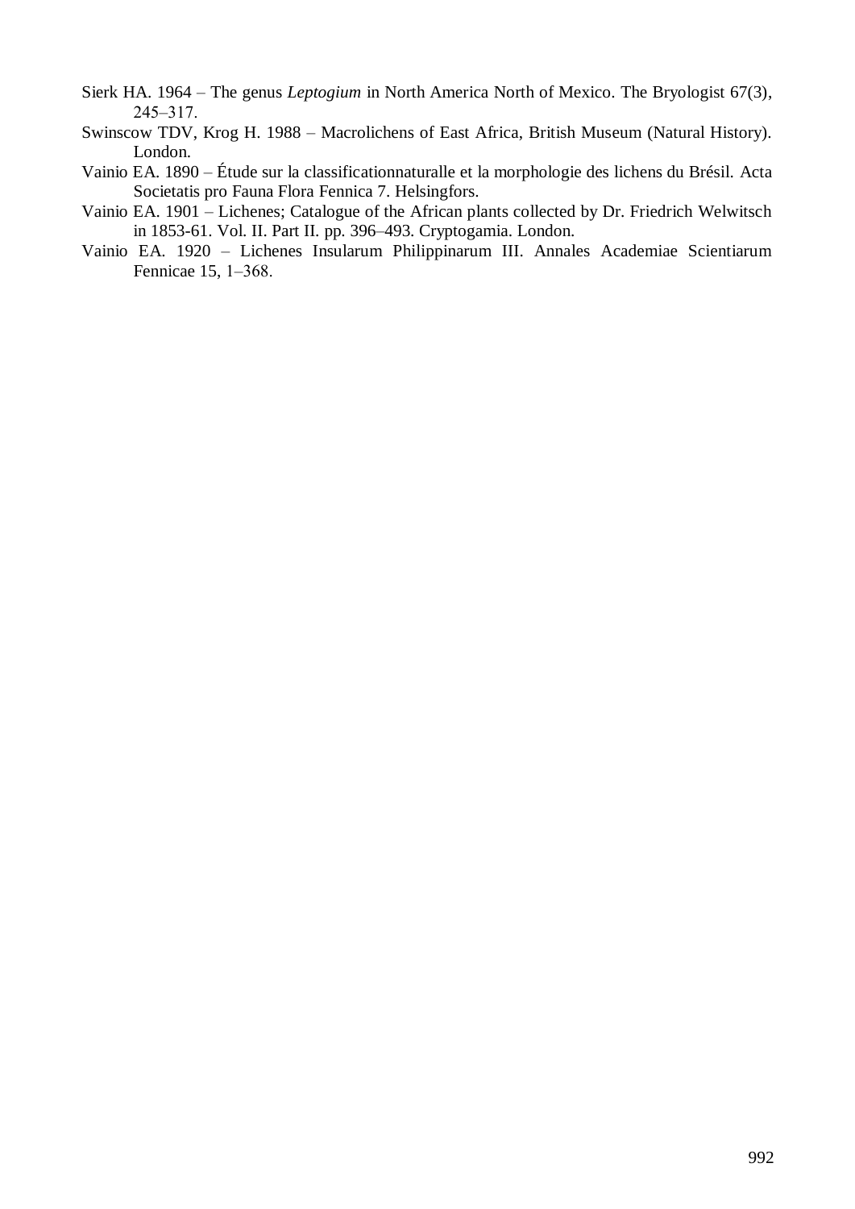Sierk HA. 1964 – The genus *Leptogium* in North America North of Mexico. The Bryologist 67(3), 245–317.

Swinscow TDV, Krog H. 1988 – Macrolichens of East Africa, British Museum (Natural History). London.

Vainio EA. 1890 – Étude sur la classificationnaturalle et la morphologie des lichens du Brésil. Acta Societatis pro Fauna Flora Fennica 7. Helsingfors.

Vainio EA. 1901 – Lichenes; Catalogue of the African plants collected by Dr. Friedrich Welwitsch in 1853-61. Vol. II. Part II. pp. 396–493. Cryptogamia. London.

Vainio EA. 1920 – Lichenes Insularum Philippinarum III. Annales Academiae Scientiarum Fennicae 15, 1–368.